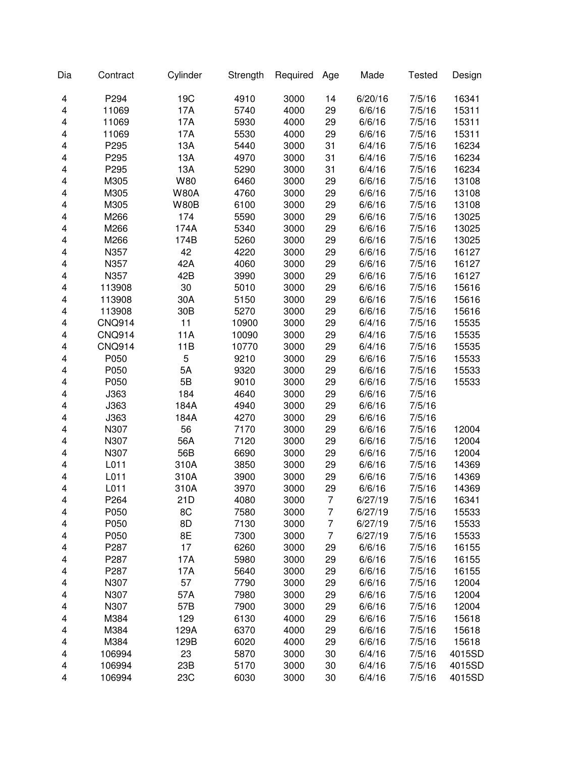| Dia | Contract | Cylinder | Strength | Required | Age | Made | Tested | Design |
|---|---|---|---|---|---|---|---|---|
| 4 | P294 | 19C | 4910 | 3000 | 14 | 6/20/16 | 7/5/16 | 16341 |
| 4 | 11069 | 17A | 5740 | 4000 | 29 | 6/6/16 | 7/5/16 | 15311 |
| 4 | 11069 | 17A | 5930 | 4000 | 29 | 6/6/16 | 7/5/16 | 15311 |
| 4 | 11069 | 17A | 5530 | 4000 | 29 | 6/6/16 | 7/5/16 | 15311 |
| 4 | P295 | 13A | 5440 | 3000 | 31 | 6/4/16 | 7/5/16 | 16234 |
| 4 | P295 | 13A | 4970 | 3000 | 31 | 6/4/16 | 7/5/16 | 16234 |
| 4 | P295 | 13A | 5290 | 3000 | 31 | 6/4/16 | 7/5/16 | 16234 |
| 4 | M305 | W80 | 6460 | 3000 | 29 | 6/6/16 | 7/5/16 | 13108 |
| 4 | M305 | W80A | 4760 | 3000 | 29 | 6/6/16 | 7/5/16 | 13108 |
| 4 | M305 | W80B | 6100 | 3000 | 29 | 6/6/16 | 7/5/16 | 13108 |
| 4 | M266 | 174 | 5590 | 3000 | 29 | 6/6/16 | 7/5/16 | 13025 |
| 4 | M266 | 174A | 5340 | 3000 | 29 | 6/6/16 | 7/5/16 | 13025 |
| 4 | M266 | 174B | 5260 | 3000 | 29 | 6/6/16 | 7/5/16 | 13025 |
| 4 | N357 | 42 | 4220 | 3000 | 29 | 6/6/16 | 7/5/16 | 16127 |
| 4 | N357 | 42A | 4060 | 3000 | 29 | 6/6/16 | 7/5/16 | 16127 |
| 4 | N357 | 42B | 3990 | 3000 | 29 | 6/6/16 | 7/5/16 | 16127 |
| 4 | 113908 | 30 | 5010 | 3000 | 29 | 6/6/16 | 7/5/16 | 15616 |
| 4 | 113908 | 30A | 5150 | 3000 | 29 | 6/6/16 | 7/5/16 | 15616 |
| 4 | 113908 | 30B | 5270 | 3000 | 29 | 6/6/16 | 7/5/16 | 15616 |
| 4 | CNQ914 | 11 | 10900 | 3000 | 29 | 6/4/16 | 7/5/16 | 15535 |
| 4 | CNQ914 | 11A | 10090 | 3000 | 29 | 6/4/16 | 7/5/16 | 15535 |
| 4 | CNQ914 | 11B | 10770 | 3000 | 29 | 6/4/16 | 7/5/16 | 15535 |
| 4 | P050 | 5 | 9210 | 3000 | 29 | 6/6/16 | 7/5/16 | 15533 |
| 4 | P050 | 5A | 9320 | 3000 | 29 | 6/6/16 | 7/5/16 | 15533 |
| 4 | P050 | 5B | 9010 | 3000 | 29 | 6/6/16 | 7/5/16 | 15533 |
| 4 | J363 | 184 | 4640 | 3000 | 29 | 6/6/16 | 7/5/16 | |
| 4 | J363 | 184A | 4940 | 3000 | 29 | 6/6/16 | 7/5/16 | |
| 4 | J363 | 184A | 4270 | 3000 | 29 | 6/6/16 | 7/5/16 | |
| 4 | N307 | 56 | 7170 | 3000 | 29 | 6/6/16 | 7/5/16 | 12004 |
| 4 | N307 | 56A | 7120 | 3000 | 29 | 6/6/16 | 7/5/16 | 12004 |
| 4 | N307 | 56B | 6690 | 3000 | 29 | 6/6/16 | 7/5/16 | 12004 |
| 4 | L011 | 310A | 3850 | 3000 | 29 | 6/6/16 | 7/5/16 | 14369 |
| 4 | L011 | 310A | 3900 | 3000 | 29 | 6/6/16 | 7/5/16 | 14369 |
| 4 | L011 | 310A | 3970 | 3000 | 29 | 6/6/16 | 7/5/16 | 14369 |
| 4 | P264 | 21D | 4080 | 3000 | 7 | 6/27/19 | 7/5/16 | 16341 |
| 4 | P050 | 8C | 7580 | 3000 | 7 | 6/27/19 | 7/5/16 | 15533 |
| 4 | P050 | 8D | 7130 | 3000 | 7 | 6/27/19 | 7/5/16 | 15533 |
| 4 | P050 | 8E | 7300 | 3000 | 7 | 6/27/19 | 7/5/16 | 15533 |
| 4 | P287 | 17 | 6260 | 3000 | 29 | 6/6/16 | 7/5/16 | 16155 |
| 4 | P287 | 17A | 5980 | 3000 | 29 | 6/6/16 | 7/5/16 | 16155 |
| 4 | P287 | 17A | 5640 | 3000 | 29 | 6/6/16 | 7/5/16 | 16155 |
| 4 | N307 | 57 | 7790 | 3000 | 29 | 6/6/16 | 7/5/16 | 12004 |
| 4 | N307 | 57A | 7980 | 3000 | 29 | 6/6/16 | 7/5/16 | 12004 |
| 4 | N307 | 57B | 7900 | 3000 | 29 | 6/6/16 | 7/5/16 | 12004 |
| 4 | M384 | 129 | 6130 | 4000 | 29 | 6/6/16 | 7/5/16 | 15618 |
| 4 | M384 | 129A | 6370 | 4000 | 29 | 6/6/16 | 7/5/16 | 15618 |
| 4 | M384 | 129B | 6020 | 4000 | 29 | 6/6/16 | 7/5/16 | 15618 |
| 4 | 106994 | 23 | 5870 | 3000 | 30 | 6/4/16 | 7/5/16 | 4015SD |
| 4 | 106994 | 23B | 5170 | 3000 | 30 | 6/4/16 | 7/5/16 | 4015SD |
| 4 | 106994 | 23C | 6030 | 3000 | 30 | 6/4/16 | 7/5/16 | 4015SD |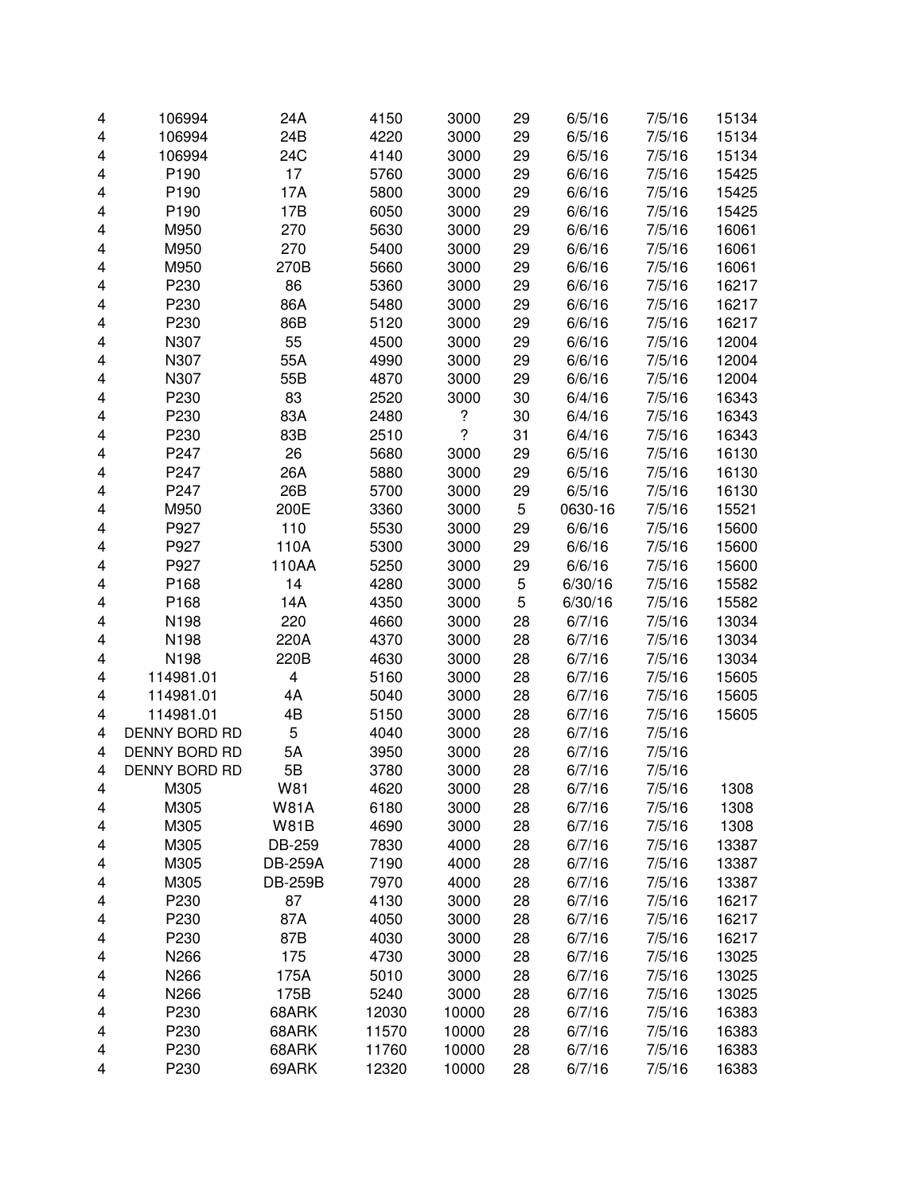| | | | | | | | | |
|---|---|---|---|---|---|---|---|---|
| 4 | 106994 | 24A | 4150 | 3000 | 29 | 6/5/16 | 7/5/16 | 15134 |
| 4 | 106994 | 24B | 4220 | 3000 | 29 | 6/5/16 | 7/5/16 | 15134 |
| 4 | 106994 | 24C | 4140 | 3000 | 29 | 6/5/16 | 7/5/16 | 15134 |
| 4 | P190 | 17 | 5760 | 3000 | 29 | 6/6/16 | 7/5/16 | 15425 |
| 4 | P190 | 17A | 5800 | 3000 | 29 | 6/6/16 | 7/5/16 | 15425 |
| 4 | P190 | 17B | 6050 | 3000 | 29 | 6/6/16 | 7/5/16 | 15425 |
| 4 | M950 | 270 | 5630 | 3000 | 29 | 6/6/16 | 7/5/16 | 16061 |
| 4 | M950 | 270 | 5400 | 3000 | 29 | 6/6/16 | 7/5/16 | 16061 |
| 4 | M950 | 270B | 5660 | 3000 | 29 | 6/6/16 | 7/5/16 | 16061 |
| 4 | P230 | 86 | 5360 | 3000 | 29 | 6/6/16 | 7/5/16 | 16217 |
| 4 | P230 | 86A | 5480 | 3000 | 29 | 6/6/16 | 7/5/16 | 16217 |
| 4 | P230 | 86B | 5120 | 3000 | 29 | 6/6/16 | 7/5/16 | 16217 |
| 4 | N307 | 55 | 4500 | 3000 | 29 | 6/6/16 | 7/5/16 | 12004 |
| 4 | N307 | 55A | 4990 | 3000 | 29 | 6/6/16 | 7/5/16 | 12004 |
| 4 | N307 | 55B | 4870 | 3000 | 29 | 6/6/16 | 7/5/16 | 12004 |
| 4 | P230 | 83 | 2520 | 3000 | 30 | 6/4/16 | 7/5/16 | 16343 |
| 4 | P230 | 83A | 2480 | ? | 30 | 6/4/16 | 7/5/16 | 16343 |
| 4 | P230 | 83B | 2510 | ? | 31 | 6/4/16 | 7/5/16 | 16343 |
| 4 | P247 | 26 | 5680 | 3000 | 29 | 6/5/16 | 7/5/16 | 16130 |
| 4 | P247 | 26A | 5880 | 3000 | 29 | 6/5/16 | 7/5/16 | 16130 |
| 4 | P247 | 26B | 5700 | 3000 | 29 | 6/5/16 | 7/5/16 | 16130 |
| 4 | M950 | 200E | 3360 | 3000 | 5 | 0630-16 | 7/5/16 | 15521 |
| 4 | P927 | 110 | 5530 | 3000 | 29 | 6/6/16 | 7/5/16 | 15600 |
| 4 | P927 | 110A | 5300 | 3000 | 29 | 6/6/16 | 7/5/16 | 15600 |
| 4 | P927 | 110AA | 5250 | 3000 | 29 | 6/6/16 | 7/5/16 | 15600 |
| 4 | P168 | 14 | 4280 | 3000 | 5 | 6/30/16 | 7/5/16 | 15582 |
| 4 | P168 | 14A | 4350 | 3000 | 5 | 6/30/16 | 7/5/16 | 15582 |
| 4 | N198 | 220 | 4660 | 3000 | 28 | 6/7/16 | 7/5/16 | 13034 |
| 4 | N198 | 220A | 4370 | 3000 | 28 | 6/7/16 | 7/5/16 | 13034 |
| 4 | N198 | 220B | 4630 | 3000 | 28 | 6/7/16 | 7/5/16 | 13034 |
| 4 | 114981.01 | 4 | 5160 | 3000 | 28 | 6/7/16 | 7/5/16 | 15605 |
| 4 | 114981.01 | 4A | 5040 | 3000 | 28 | 6/7/16 | 7/5/16 | 15605 |
| 4 | 114981.01 | 4B | 5150 | 3000 | 28 | 6/7/16 | 7/5/16 | 15605 |
| 4 | DENNY BORD RD | 5 | 4040 | 3000 | 28 | 6/7/16 | 7/5/16 | |
| 4 | DENNY BORD RD | 5A | 3950 | 3000 | 28 | 6/7/16 | 7/5/16 | |
| 4 | DENNY BORD RD | 5B | 3780 | 3000 | 28 | 6/7/16 | 7/5/16 | |
| 4 | M305 | W81 | 4620 | 3000 | 28 | 6/7/16 | 7/5/16 | 1308 |
| 4 | M305 | W81A | 6180 | 3000 | 28 | 6/7/16 | 7/5/16 | 1308 |
| 4 | M305 | W81B | 4690 | 3000 | 28 | 6/7/16 | 7/5/16 | 1308 |
| 4 | M305 | DB-259 | 7830 | 4000 | 28 | 6/7/16 | 7/5/16 | 13387 |
| 4 | M305 | DB-259A | 7190 | 4000 | 28 | 6/7/16 | 7/5/16 | 13387 |
| 4 | M305 | DB-259B | 7970 | 4000 | 28 | 6/7/16 | 7/5/16 | 13387 |
| 4 | P230 | 87 | 4130 | 3000 | 28 | 6/7/16 | 7/5/16 | 16217 |
| 4 | P230 | 87A | 4050 | 3000 | 28 | 6/7/16 | 7/5/16 | 16217 |
| 4 | P230 | 87B | 4030 | 3000 | 28 | 6/7/16 | 7/5/16 | 16217 |
| 4 | N266 | 175 | 4730 | 3000 | 28 | 6/7/16 | 7/5/16 | 13025 |
| 4 | N266 | 175A | 5010 | 3000 | 28 | 6/7/16 | 7/5/16 | 13025 |
| 4 | N266 | 175B | 5240 | 3000 | 28 | 6/7/16 | 7/5/16 | 13025 |
| 4 | P230 | 68ARK | 12030 | 10000 | 28 | 6/7/16 | 7/5/16 | 16383 |
| 4 | P230 | 68ARK | 11570 | 10000 | 28 | 6/7/16 | 7/5/16 | 16383 |
| 4 | P230 | 68ARK | 11760 | 10000 | 28 | 6/7/16 | 7/5/16 | 16383 |
| 4 | P230 | 69ARK | 12320 | 10000 | 28 | 6/7/16 | 7/5/16 | 16383 |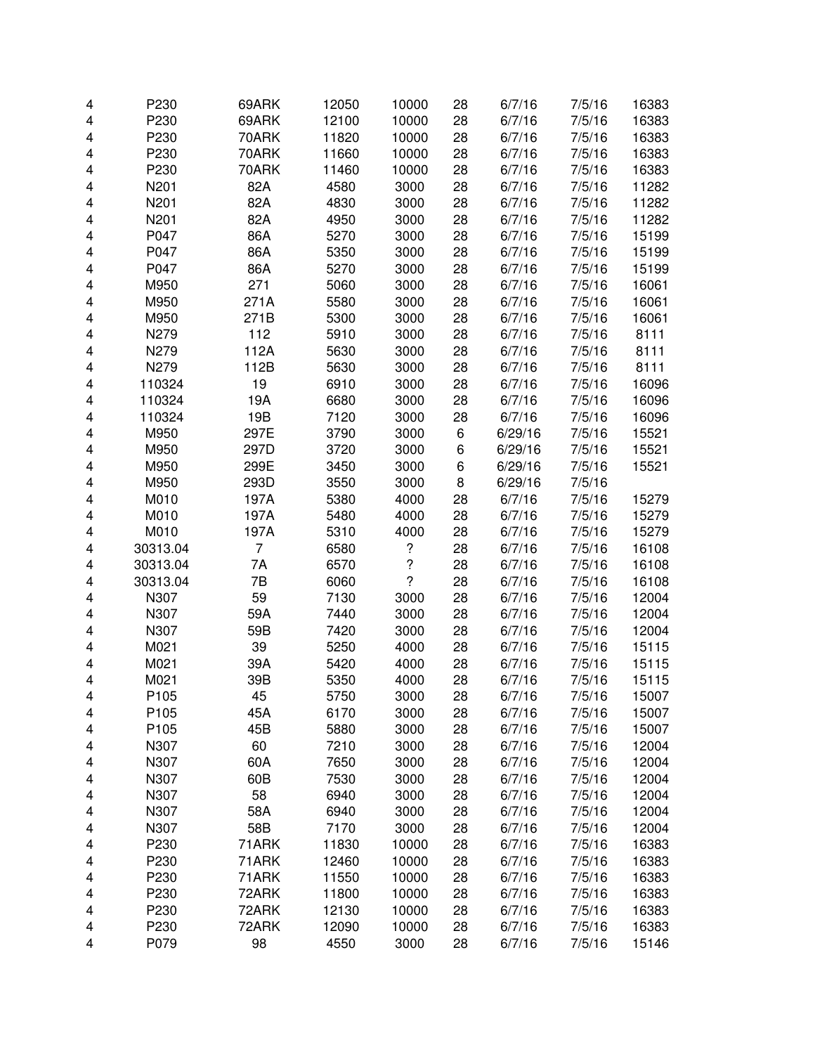| | | | | | | | | |
|---|---|---|---|---|---|---|---|---|
| 4 | P230 | 69ARK | 12050 | 10000 | 28 | 6/7/16 | 7/5/16 | 16383 |
| 4 | P230 | 69ARK | 12100 | 10000 | 28 | 6/7/16 | 7/5/16 | 16383 |
| 4 | P230 | 70ARK | 11820 | 10000 | 28 | 6/7/16 | 7/5/16 | 16383 |
| 4 | P230 | 70ARK | 11660 | 10000 | 28 | 6/7/16 | 7/5/16 | 16383 |
| 4 | P230 | 70ARK | 11460 | 10000 | 28 | 6/7/16 | 7/5/16 | 16383 |
| 4 | N201 | 82A | 4580 | 3000 | 28 | 6/7/16 | 7/5/16 | 11282 |
| 4 | N201 | 82A | 4830 | 3000 | 28 | 6/7/16 | 7/5/16 | 11282 |
| 4 | N201 | 82A | 4950 | 3000 | 28 | 6/7/16 | 7/5/16 | 11282 |
| 4 | P047 | 86A | 5270 | 3000 | 28 | 6/7/16 | 7/5/16 | 15199 |
| 4 | P047 | 86A | 5350 | 3000 | 28 | 6/7/16 | 7/5/16 | 15199 |
| 4 | P047 | 86A | 5270 | 3000 | 28 | 6/7/16 | 7/5/16 | 15199 |
| 4 | M950 | 271 | 5060 | 3000 | 28 | 6/7/16 | 7/5/16 | 16061 |
| 4 | M950 | 271A | 5580 | 3000 | 28 | 6/7/16 | 7/5/16 | 16061 |
| 4 | M950 | 271B | 5300 | 3000 | 28 | 6/7/16 | 7/5/16 | 16061 |
| 4 | N279 | 112 | 5910 | 3000 | 28 | 6/7/16 | 7/5/16 | 8111 |
| 4 | N279 | 112A | 5630 | 3000 | 28 | 6/7/16 | 7/5/16 | 8111 |
| 4 | N279 | 112B | 5630 | 3000 | 28 | 6/7/16 | 7/5/16 | 8111 |
| 4 | 110324 | 19 | 6910 | 3000 | 28 | 6/7/16 | 7/5/16 | 16096 |
| 4 | 110324 | 19A | 6680 | 3000 | 28 | 6/7/16 | 7/5/16 | 16096 |
| 4 | 110324 | 19B | 7120 | 3000 | 28 | 6/7/16 | 7/5/16 | 16096 |
| 4 | M950 | 297E | 3790 | 3000 | 6 | 6/29/16 | 7/5/16 | 15521 |
| 4 | M950 | 297D | 3720 | 3000 | 6 | 6/29/16 | 7/5/16 | 15521 |
| 4 | M950 | 299E | 3450 | 3000 | 6 | 6/29/16 | 7/5/16 | 15521 |
| 4 | M950 | 293D | 3550 | 3000 | 8 | 6/29/16 | 7/5/16 | |
| 4 | M010 | 197A | 5380 | 4000 | 28 | 6/7/16 | 7/5/16 | 15279 |
| 4 | M010 | 197A | 5480 | 4000 | 28 | 6/7/16 | 7/5/16 | 15279 |
| 4 | M010 | 197A | 5310 | 4000 | 28 | 6/7/16 | 7/5/16 | 15279 |
| 4 | 30313.04 | 7 | 6580 | ? | 28 | 6/7/16 | 7/5/16 | 16108 |
| 4 | 30313.04 | 7A | 6570 | ? | 28 | 6/7/16 | 7/5/16 | 16108 |
| 4 | 30313.04 | 7B | 6060 | ? | 28 | 6/7/16 | 7/5/16 | 16108 |
| 4 | N307 | 59 | 7130 | 3000 | 28 | 6/7/16 | 7/5/16 | 12004 |
| 4 | N307 | 59A | 7440 | 3000 | 28 | 6/7/16 | 7/5/16 | 12004 |
| 4 | N307 | 59B | 7420 | 3000 | 28 | 6/7/16 | 7/5/16 | 12004 |
| 4 | M021 | 39 | 5250 | 4000 | 28 | 6/7/16 | 7/5/16 | 15115 |
| 4 | M021 | 39A | 5420 | 4000 | 28 | 6/7/16 | 7/5/16 | 15115 |
| 4 | M021 | 39B | 5350 | 4000 | 28 | 6/7/16 | 7/5/16 | 15115 |
| 4 | P105 | 45 | 5750 | 3000 | 28 | 6/7/16 | 7/5/16 | 15007 |
| 4 | P105 | 45A | 6170 | 3000 | 28 | 6/7/16 | 7/5/16 | 15007 |
| 4 | P105 | 45B | 5880 | 3000 | 28 | 6/7/16 | 7/5/16 | 15007 |
| 4 | N307 | 60 | 7210 | 3000 | 28 | 6/7/16 | 7/5/16 | 12004 |
| 4 | N307 | 60A | 7650 | 3000 | 28 | 6/7/16 | 7/5/16 | 12004 |
| 4 | N307 | 60B | 7530 | 3000 | 28 | 6/7/16 | 7/5/16 | 12004 |
| 4 | N307 | 58 | 6940 | 3000 | 28 | 6/7/16 | 7/5/16 | 12004 |
| 4 | N307 | 58A | 6940 | 3000 | 28 | 6/7/16 | 7/5/16 | 12004 |
| 4 | N307 | 58B | 7170 | 3000 | 28 | 6/7/16 | 7/5/16 | 12004 |
| 4 | P230 | 71ARK | 11830 | 10000 | 28 | 6/7/16 | 7/5/16 | 16383 |
| 4 | P230 | 71ARK | 12460 | 10000 | 28 | 6/7/16 | 7/5/16 | 16383 |
| 4 | P230 | 71ARK | 11550 | 10000 | 28 | 6/7/16 | 7/5/16 | 16383 |
| 4 | P230 | 72ARK | 11800 | 10000 | 28 | 6/7/16 | 7/5/16 | 16383 |
| 4 | P230 | 72ARK | 12130 | 10000 | 28 | 6/7/16 | 7/5/16 | 16383 |
| 4 | P230 | 72ARK | 12090 | 10000 | 28 | 6/7/16 | 7/5/16 | 16383 |
| 4 | P079 | 98 | 4550 | 3000 | 28 | 6/7/16 | 7/5/16 | 15146 |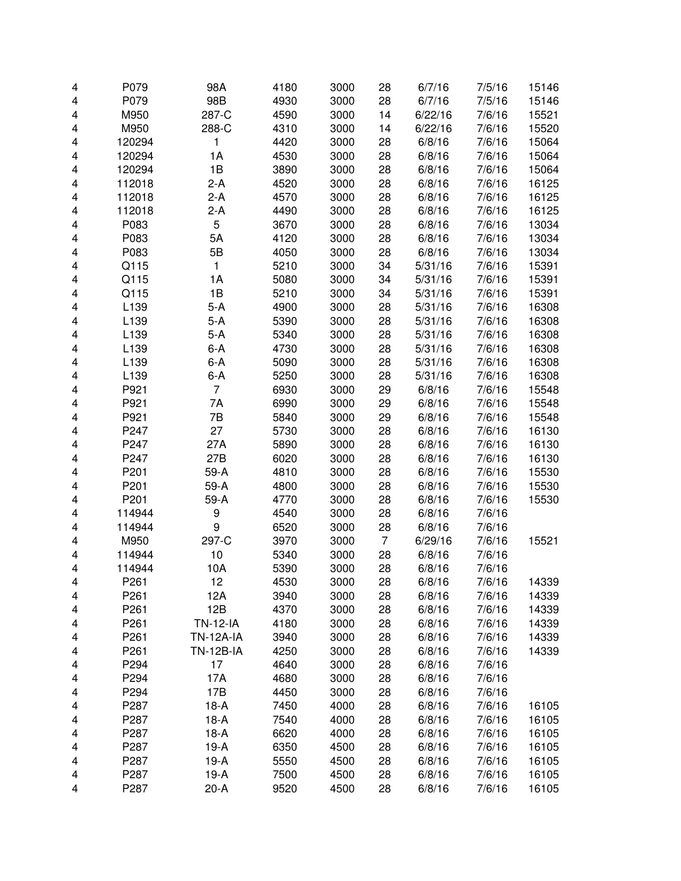| | | | | | | | | |
|---|---|---|---|---|---|---|---|---|
| 4 | P079 | 98A | 4180 | 3000 | 28 | 6/7/16 | 7/5/16 | 15146 |
| 4 | P079 | 98B | 4930 | 3000 | 28 | 6/7/16 | 7/5/16 | 15146 |
| 4 | M950 | 287-C | 4590 | 3000 | 14 | 6/22/16 | 7/6/16 | 15521 |
| 4 | M950 | 288-C | 4310 | 3000 | 14 | 6/22/16 | 7/6/16 | 15520 |
| 4 | 120294 | 1 | 4420 | 3000 | 28 | 6/8/16 | 7/6/16 | 15064 |
| 4 | 120294 | 1A | 4530 | 3000 | 28 | 6/8/16 | 7/6/16 | 15064 |
| 4 | 120294 | 1B | 3890 | 3000 | 28 | 6/8/16 | 7/6/16 | 15064 |
| 4 | 112018 | 2-A | 4520 | 3000 | 28 | 6/8/16 | 7/6/16 | 16125 |
| 4 | 112018 | 2-A | 4570 | 3000 | 28 | 6/8/16 | 7/6/16 | 16125 |
| 4 | 112018 | 2-A | 4490 | 3000 | 28 | 6/8/16 | 7/6/16 | 16125 |
| 4 | P083 | 5 | 3670 | 3000 | 28 | 6/8/16 | 7/6/16 | 13034 |
| 4 | P083 | 5A | 4120 | 3000 | 28 | 6/8/16 | 7/6/16 | 13034 |
| 4 | P083 | 5B | 4050 | 3000 | 28 | 6/8/16 | 7/6/16 | 13034 |
| 4 | Q115 | 1 | 5210 | 3000 | 34 | 5/31/16 | 7/6/16 | 15391 |
| 4 | Q115 | 1A | 5080 | 3000 | 34 | 5/31/16 | 7/6/16 | 15391 |
| 4 | Q115 | 1B | 5210 | 3000 | 34 | 5/31/16 | 7/6/16 | 15391 |
| 4 | L139 | 5-A | 4900 | 3000 | 28 | 5/31/16 | 7/6/16 | 16308 |
| 4 | L139 | 5-A | 5390 | 3000 | 28 | 5/31/16 | 7/6/16 | 16308 |
| 4 | L139 | 5-A | 5340 | 3000 | 28 | 5/31/16 | 7/6/16 | 16308 |
| 4 | L139 | 6-A | 4730 | 3000 | 28 | 5/31/16 | 7/6/16 | 16308 |
| 4 | L139 | 6-A | 5090 | 3000 | 28 | 5/31/16 | 7/6/16 | 16308 |
| 4 | L139 | 6-A | 5250 | 3000 | 28 | 5/31/16 | 7/6/16 | 16308 |
| 4 | P921 | 7 | 6930 | 3000 | 29 | 6/8/16 | 7/6/16 | 15548 |
| 4 | P921 | 7A | 6990 | 3000 | 29 | 6/8/16 | 7/6/16 | 15548 |
| 4 | P921 | 7B | 5840 | 3000 | 29 | 6/8/16 | 7/6/16 | 15548 |
| 4 | P247 | 27 | 5730 | 3000 | 28 | 6/8/16 | 7/6/16 | 16130 |
| 4 | P247 | 27A | 5890 | 3000 | 28 | 6/8/16 | 7/6/16 | 16130 |
| 4 | P247 | 27B | 6020 | 3000 | 28 | 6/8/16 | 7/6/16 | 16130 |
| 4 | P201 | 59-A | 4810 | 3000 | 28 | 6/8/16 | 7/6/16 | 15530 |
| 4 | P201 | 59-A | 4800 | 3000 | 28 | 6/8/16 | 7/6/16 | 15530 |
| 4 | P201 | 59-A | 4770 | 3000 | 28 | 6/8/16 | 7/6/16 | 15530 |
| 4 | 114944 | 9 | 4540 | 3000 | 28 | 6/8/16 | 7/6/16 | |
| 4 | 114944 | 9 | 6520 | 3000 | 28 | 6/8/16 | 7/6/16 | |
| 4 | M950 | 297-C | 3970 | 3000 | 7 | 6/29/16 | 7/6/16 | 15521 |
| 4 | 114944 | 10 | 5340 | 3000 | 28 | 6/8/16 | 7/6/16 | |
| 4 | 114944 | 10A | 5390 | 3000 | 28 | 6/8/16 | 7/6/16 | |
| 4 | P261 | 12 | 4530 | 3000 | 28 | 6/8/16 | 7/6/16 | 14339 |
| 4 | P261 | 12A | 3940 | 3000 | 28 | 6/8/16 | 7/6/16 | 14339 |
| 4 | P261 | 12B | 4370 | 3000 | 28 | 6/8/16 | 7/6/16 | 14339 |
| 4 | P261 | TN-12-IA | 4180 | 3000 | 28 | 6/8/16 | 7/6/16 | 14339 |
| 4 | P261 | TN-12A-IA | 3940 | 3000 | 28 | 6/8/16 | 7/6/16 | 14339 |
| 4 | P261 | TN-12B-IA | 4250 | 3000 | 28 | 6/8/16 | 7/6/16 | 14339 |
| 4 | P294 | 17 | 4640 | 3000 | 28 | 6/8/16 | 7/6/16 | |
| 4 | P294 | 17A | 4680 | 3000 | 28 | 6/8/16 | 7/6/16 | |
| 4 | P294 | 17B | 4450 | 3000 | 28 | 6/8/16 | 7/6/16 | |
| 4 | P287 | 18-A | 7450 | 4000 | 28 | 6/8/16 | 7/6/16 | 16105 |
| 4 | P287 | 18-A | 7540 | 4000 | 28 | 6/8/16 | 7/6/16 | 16105 |
| 4 | P287 | 18-A | 6620 | 4000 | 28 | 6/8/16 | 7/6/16 | 16105 |
| 4 | P287 | 19-A | 6350 | 4500 | 28 | 6/8/16 | 7/6/16 | 16105 |
| 4 | P287 | 19-A | 5550 | 4500 | 28 | 6/8/16 | 7/6/16 | 16105 |
| 4 | P287 | 19-A | 7500 | 4500 | 28 | 6/8/16 | 7/6/16 | 16105 |
| 4 | P287 | 20-A | 9520 | 4500 | 28 | 6/8/16 | 7/6/16 | 16105 |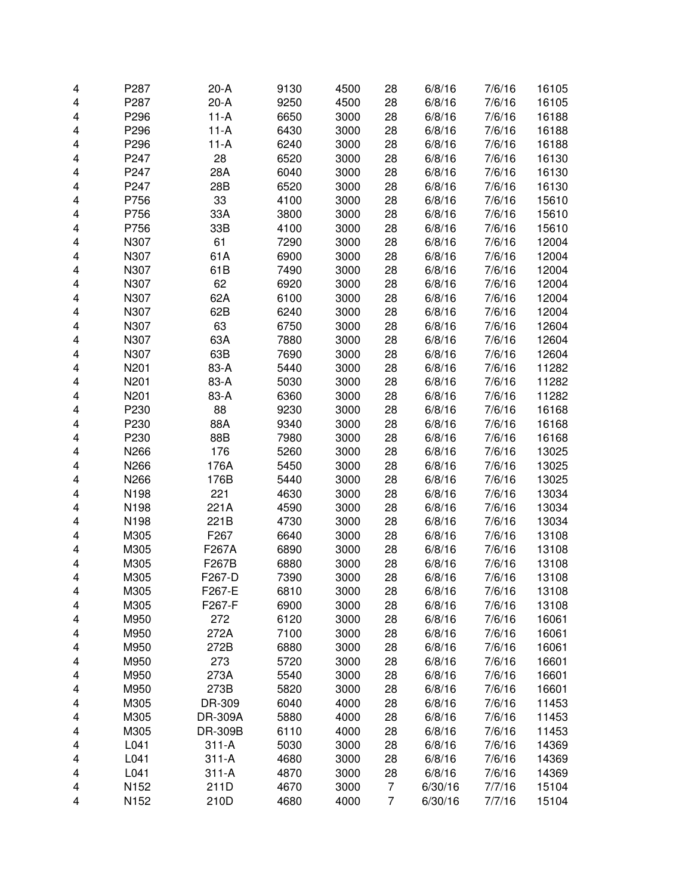| | | | | | | | | |
|---|---|---|---|---|---|---|---|---|
| 4 | P287 | 20-A | 9130 | 4500 | 28 | 6/8/16 | 7/6/16 | 16105 |
| 4 | P287 | 20-A | 9250 | 4500 | 28 | 6/8/16 | 7/6/16 | 16105 |
| 4 | P296 | 11-A | 6650 | 3000 | 28 | 6/8/16 | 7/6/16 | 16188 |
| 4 | P296 | 11-A | 6430 | 3000 | 28 | 6/8/16 | 7/6/16 | 16188 |
| 4 | P296 | 11-A | 6240 | 3000 | 28 | 6/8/16 | 7/6/16 | 16188 |
| 4 | P247 | 28 | 6520 | 3000 | 28 | 6/8/16 | 7/6/16 | 16130 |
| 4 | P247 | 28A | 6040 | 3000 | 28 | 6/8/16 | 7/6/16 | 16130 |
| 4 | P247 | 28B | 6520 | 3000 | 28 | 6/8/16 | 7/6/16 | 16130 |
| 4 | P756 | 33 | 4100 | 3000 | 28 | 6/8/16 | 7/6/16 | 15610 |
| 4 | P756 | 33A | 3800 | 3000 | 28 | 6/8/16 | 7/6/16 | 15610 |
| 4 | P756 | 33B | 4100 | 3000 | 28 | 6/8/16 | 7/6/16 | 15610 |
| 4 | N307 | 61 | 7290 | 3000 | 28 | 6/8/16 | 7/6/16 | 12004 |
| 4 | N307 | 61A | 6900 | 3000 | 28 | 6/8/16 | 7/6/16 | 12004 |
| 4 | N307 | 61B | 7490 | 3000 | 28 | 6/8/16 | 7/6/16 | 12004 |
| 4 | N307 | 62 | 6920 | 3000 | 28 | 6/8/16 | 7/6/16 | 12004 |
| 4 | N307 | 62A | 6100 | 3000 | 28 | 6/8/16 | 7/6/16 | 12004 |
| 4 | N307 | 62B | 6240 | 3000 | 28 | 6/8/16 | 7/6/16 | 12004 |
| 4 | N307 | 63 | 6750 | 3000 | 28 | 6/8/16 | 7/6/16 | 12604 |
| 4 | N307 | 63A | 7880 | 3000 | 28 | 6/8/16 | 7/6/16 | 12604 |
| 4 | N307 | 63B | 7690 | 3000 | 28 | 6/8/16 | 7/6/16 | 12604 |
| 4 | N201 | 83-A | 5440 | 3000 | 28 | 6/8/16 | 7/6/16 | 11282 |
| 4 | N201 | 83-A | 5030 | 3000 | 28 | 6/8/16 | 7/6/16 | 11282 |
| 4 | N201 | 83-A | 6360 | 3000 | 28 | 6/8/16 | 7/6/16 | 11282 |
| 4 | P230 | 88 | 9230 | 3000 | 28 | 6/8/16 | 7/6/16 | 16168 |
| 4 | P230 | 88A | 9340 | 3000 | 28 | 6/8/16 | 7/6/16 | 16168 |
| 4 | P230 | 88B | 7980 | 3000 | 28 | 6/8/16 | 7/6/16 | 16168 |
| 4 | N266 | 176 | 5260 | 3000 | 28 | 6/8/16 | 7/6/16 | 13025 |
| 4 | N266 | 176A | 5450 | 3000 | 28 | 6/8/16 | 7/6/16 | 13025 |
| 4 | N266 | 176B | 5440 | 3000 | 28 | 6/8/16 | 7/6/16 | 13025 |
| 4 | N198 | 221 | 4630 | 3000 | 28 | 6/8/16 | 7/6/16 | 13034 |
| 4 | N198 | 221A | 4590 | 3000 | 28 | 6/8/16 | 7/6/16 | 13034 |
| 4 | N198 | 221B | 4730 | 3000 | 28 | 6/8/16 | 7/6/16 | 13034 |
| 4 | M305 | F267 | 6640 | 3000 | 28 | 6/8/16 | 7/6/16 | 13108 |
| 4 | M305 | F267A | 6890 | 3000 | 28 | 6/8/16 | 7/6/16 | 13108 |
| 4 | M305 | F267B | 6880 | 3000 | 28 | 6/8/16 | 7/6/16 | 13108 |
| 4 | M305 | F267-D | 7390 | 3000 | 28 | 6/8/16 | 7/6/16 | 13108 |
| 4 | M305 | F267-E | 6810 | 3000 | 28 | 6/8/16 | 7/6/16 | 13108 |
| 4 | M305 | F267-F | 6900 | 3000 | 28 | 6/8/16 | 7/6/16 | 13108 |
| 4 | M950 | 272 | 6120 | 3000 | 28 | 6/8/16 | 7/6/16 | 16061 |
| 4 | M950 | 272A | 7100 | 3000 | 28 | 6/8/16 | 7/6/16 | 16061 |
| 4 | M950 | 272B | 6880 | 3000 | 28 | 6/8/16 | 7/6/16 | 16061 |
| 4 | M950 | 273 | 5720 | 3000 | 28 | 6/8/16 | 7/6/16 | 16601 |
| 4 | M950 | 273A | 5540 | 3000 | 28 | 6/8/16 | 7/6/16 | 16601 |
| 4 | M950 | 273B | 5820 | 3000 | 28 | 6/8/16 | 7/6/16 | 16601 |
| 4 | M305 | DR-309 | 6040 | 4000 | 28 | 6/8/16 | 7/6/16 | 11453 |
| 4 | M305 | DR-309A | 5880 | 4000 | 28 | 6/8/16 | 7/6/16 | 11453 |
| 4 | M305 | DR-309B | 6110 | 4000 | 28 | 6/8/16 | 7/6/16 | 11453 |
| 4 | L041 | 311-A | 5030 | 3000 | 28 | 6/8/16 | 7/6/16 | 14369 |
| 4 | L041 | 311-A | 4680 | 3000 | 28 | 6/8/16 | 7/6/16 | 14369 |
| 4 | L041 | 311-A | 4870 | 3000 | 28 | 6/8/16 | 7/6/16 | 14369 |
| 4 | N152 | 211D | 4670 | 3000 | 7 | 6/30/16 | 7/7/16 | 15104 |
| 4 | N152 | 210D | 4680 | 4000 | 7 | 6/30/16 | 7/7/16 | 15104 |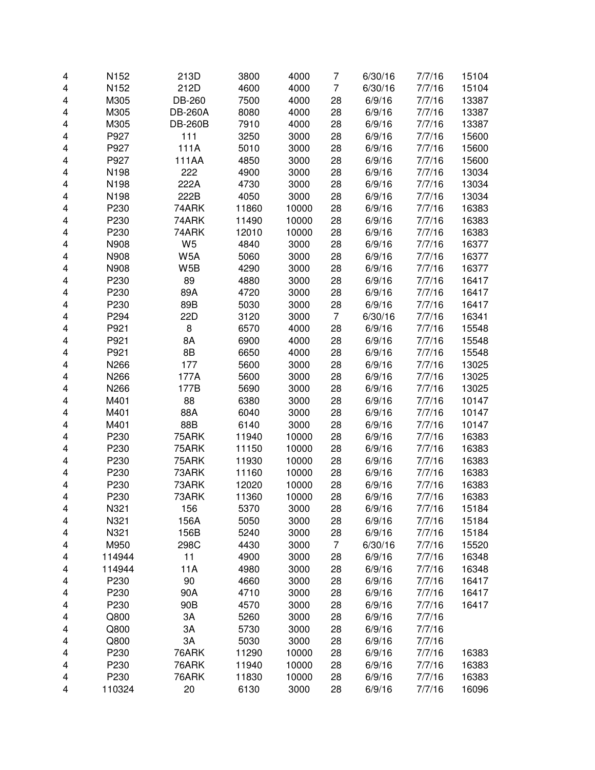| | | | | | | | | |
|---|---|---|---|---|---|---|---|---|
| 4 | N152 | 213D | 3800 | 4000 | 7 | 6/30/16 | 7/7/16 | 15104 |
| 4 | N152 | 212D | 4600 | 4000 | 7 | 6/30/16 | 7/7/16 | 15104 |
| 4 | M305 | DB-260 | 7500 | 4000 | 28 | 6/9/16 | 7/7/16 | 13387 |
| 4 | M305 | DB-260A | 8080 | 4000 | 28 | 6/9/16 | 7/7/16 | 13387 |
| 4 | M305 | DB-260B | 7910 | 4000 | 28 | 6/9/16 | 7/7/16 | 13387 |
| 4 | P927 | 111 | 3250 | 3000 | 28 | 6/9/16 | 7/7/16 | 15600 |
| 4 | P927 | 111A | 5010 | 3000 | 28 | 6/9/16 | 7/7/16 | 15600 |
| 4 | P927 | 111AA | 4850 | 3000 | 28 | 6/9/16 | 7/7/16 | 15600 |
| 4 | N198 | 222 | 4900 | 3000 | 28 | 6/9/16 | 7/7/16 | 13034 |
| 4 | N198 | 222A | 4730 | 3000 | 28 | 6/9/16 | 7/7/16 | 13034 |
| 4 | N198 | 222B | 4050 | 3000 | 28 | 6/9/16 | 7/7/16 | 13034 |
| 4 | P230 | 74ARK | 11860 | 10000 | 28 | 6/9/16 | 7/7/16 | 16383 |
| 4 | P230 | 74ARK | 11490 | 10000 | 28 | 6/9/16 | 7/7/16 | 16383 |
| 4 | P230 | 74ARK | 12010 | 10000 | 28 | 6/9/16 | 7/7/16 | 16383 |
| 4 | N908 | W5 | 4840 | 3000 | 28 | 6/9/16 | 7/7/16 | 16377 |
| 4 | N908 | W5A | 5060 | 3000 | 28 | 6/9/16 | 7/7/16 | 16377 |
| 4 | N908 | W5B | 4290 | 3000 | 28 | 6/9/16 | 7/7/16 | 16377 |
| 4 | P230 | 89 | 4880 | 3000 | 28 | 6/9/16 | 7/7/16 | 16417 |
| 4 | P230 | 89A | 4720 | 3000 | 28 | 6/9/16 | 7/7/16 | 16417 |
| 4 | P230 | 89B | 5030 | 3000 | 28 | 6/9/16 | 7/7/16 | 16417 |
| 4 | P294 | 22D | 3120 | 3000 | 7 | 6/30/16 | 7/7/16 | 16341 |
| 4 | P921 | 8 | 6570 | 4000 | 28 | 6/9/16 | 7/7/16 | 15548 |
| 4 | P921 | 8A | 6900 | 4000 | 28 | 6/9/16 | 7/7/16 | 15548 |
| 4 | P921 | 8B | 6650 | 4000 | 28 | 6/9/16 | 7/7/16 | 15548 |
| 4 | N266 | 177 | 5600 | 3000 | 28 | 6/9/16 | 7/7/16 | 13025 |
| 4 | N266 | 177A | 5600 | 3000 | 28 | 6/9/16 | 7/7/16 | 13025 |
| 4 | N266 | 177B | 5690 | 3000 | 28 | 6/9/16 | 7/7/16 | 13025 |
| 4 | M401 | 88 | 6380 | 3000 | 28 | 6/9/16 | 7/7/16 | 10147 |
| 4 | M401 | 88A | 6040 | 3000 | 28 | 6/9/16 | 7/7/16 | 10147 |
| 4 | M401 | 88B | 6140 | 3000 | 28 | 6/9/16 | 7/7/16 | 10147 |
| 4 | P230 | 75ARK | 11940 | 10000 | 28 | 6/9/16 | 7/7/16 | 16383 |
| 4 | P230 | 75ARK | 11150 | 10000 | 28 | 6/9/16 | 7/7/16 | 16383 |
| 4 | P230 | 75ARK | 11930 | 10000 | 28 | 6/9/16 | 7/7/16 | 16383 |
| 4 | P230 | 73ARK | 11160 | 10000 | 28 | 6/9/16 | 7/7/16 | 16383 |
| 4 | P230 | 73ARK | 12020 | 10000 | 28 | 6/9/16 | 7/7/16 | 16383 |
| 4 | P230 | 73ARK | 11360 | 10000 | 28 | 6/9/16 | 7/7/16 | 16383 |
| 4 | N321 | 156 | 5370 | 3000 | 28 | 6/9/16 | 7/7/16 | 15184 |
| 4 | N321 | 156A | 5050 | 3000 | 28 | 6/9/16 | 7/7/16 | 15184 |
| 4 | N321 | 156B | 5240 | 3000 | 28 | 6/9/16 | 7/7/16 | 15184 |
| 4 | M950 | 298C | 4430 | 3000 | 7 | 6/30/16 | 7/7/16 | 15520 |
| 4 | 114944 | 11 | 4900 | 3000 | 28 | 6/9/16 | 7/7/16 | 16348 |
| 4 | 114944 | 11A | 4980 | 3000 | 28 | 6/9/16 | 7/7/16 | 16348 |
| 4 | P230 | 90 | 4660 | 3000 | 28 | 6/9/16 | 7/7/16 | 16417 |
| 4 | P230 | 90A | 4710 | 3000 | 28 | 6/9/16 | 7/7/16 | 16417 |
| 4 | P230 | 90B | 4570 | 3000 | 28 | 6/9/16 | 7/7/16 | 16417 |
| 4 | Q800 | 3A | 5260 | 3000 | 28 | 6/9/16 | 7/7/16 | |
| 4 | Q800 | 3A | 5730 | 3000 | 28 | 6/9/16 | 7/7/16 | |
| 4 | Q800 | 3A | 5030 | 3000 | 28 | 6/9/16 | 7/7/16 | |
| 4 | P230 | 76ARK | 11290 | 10000 | 28 | 6/9/16 | 7/7/16 | 16383 |
| 4 | P230 | 76ARK | 11940 | 10000 | 28 | 6/9/16 | 7/7/16 | 16383 |
| 4 | P230 | 76ARK | 11830 | 10000 | 28 | 6/9/16 | 7/7/16 | 16383 |
| 4 | 110324 | 20 | 6130 | 3000 | 28 | 6/9/16 | 7/7/16 | 16096 |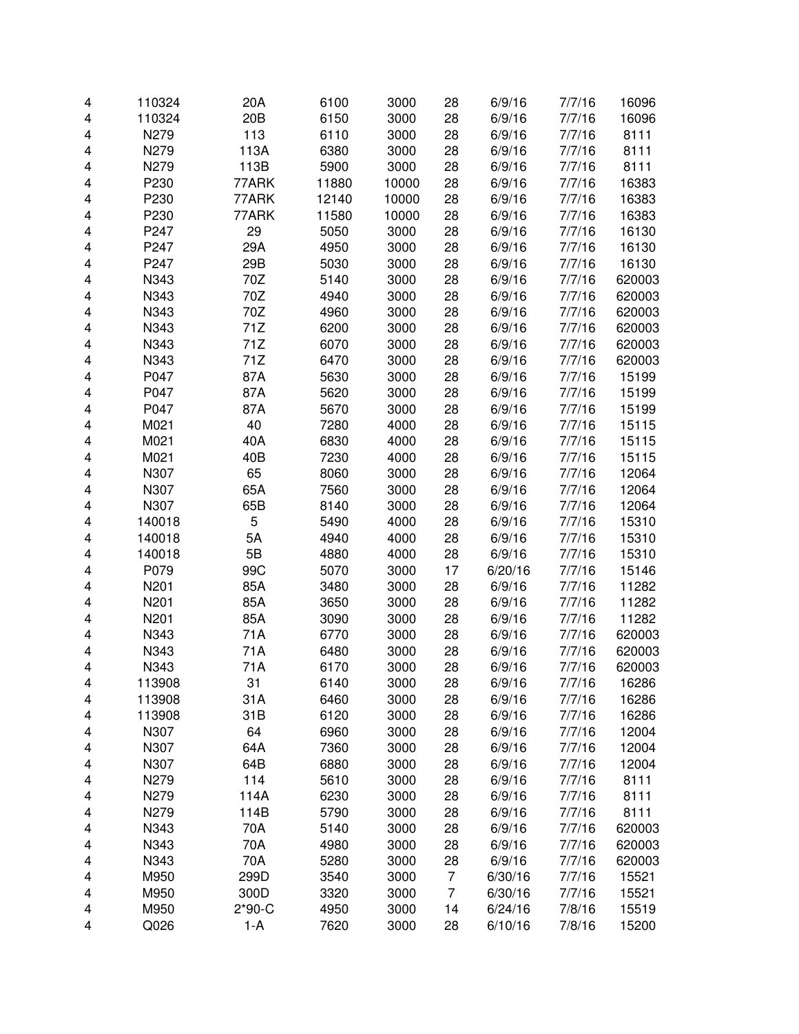| | | | | | | | | |
|---|---|---|---|---|---|---|---|---|
| 4 | 110324 | 20A | 6100 | 3000 | 28 | 6/9/16 | 7/7/16 | 16096 |
| 4 | 110324 | 20B | 6150 | 3000 | 28 | 6/9/16 | 7/7/16 | 16096 |
| 4 | N279 | 113 | 6110 | 3000 | 28 | 6/9/16 | 7/7/16 | 8111 |
| 4 | N279 | 113A | 6380 | 3000 | 28 | 6/9/16 | 7/7/16 | 8111 |
| 4 | N279 | 113B | 5900 | 3000 | 28 | 6/9/16 | 7/7/16 | 8111 |
| 4 | P230 | 77ARK | 11880 | 10000 | 28 | 6/9/16 | 7/7/16 | 16383 |
| 4 | P230 | 77ARK | 12140 | 10000 | 28 | 6/9/16 | 7/7/16 | 16383 |
| 4 | P230 | 77ARK | 11580 | 10000 | 28 | 6/9/16 | 7/7/16 | 16383 |
| 4 | P247 | 29 | 5050 | 3000 | 28 | 6/9/16 | 7/7/16 | 16130 |
| 4 | P247 | 29A | 4950 | 3000 | 28 | 6/9/16 | 7/7/16 | 16130 |
| 4 | P247 | 29B | 5030 | 3000 | 28 | 6/9/16 | 7/7/16 | 16130 |
| 4 | N343 | 70Z | 5140 | 3000 | 28 | 6/9/16 | 7/7/16 | 620003 |
| 4 | N343 | 70Z | 4940 | 3000 | 28 | 6/9/16 | 7/7/16 | 620003 |
| 4 | N343 | 70Z | 4960 | 3000 | 28 | 6/9/16 | 7/7/16 | 620003 |
| 4 | N343 | 71Z | 6200 | 3000 | 28 | 6/9/16 | 7/7/16 | 620003 |
| 4 | N343 | 71Z | 6070 | 3000 | 28 | 6/9/16 | 7/7/16 | 620003 |
| 4 | N343 | 71Z | 6470 | 3000 | 28 | 6/9/16 | 7/7/16 | 620003 |
| 4 | P047 | 87A | 5630 | 3000 | 28 | 6/9/16 | 7/7/16 | 15199 |
| 4 | P047 | 87A | 5620 | 3000 | 28 | 6/9/16 | 7/7/16 | 15199 |
| 4 | P047 | 87A | 5670 | 3000 | 28 | 6/9/16 | 7/7/16 | 15199 |
| 4 | M021 | 40 | 7280 | 4000 | 28 | 6/9/16 | 7/7/16 | 15115 |
| 4 | M021 | 40A | 6830 | 4000 | 28 | 6/9/16 | 7/7/16 | 15115 |
| 4 | M021 | 40B | 7230 | 4000 | 28 | 6/9/16 | 7/7/16 | 15115 |
| 4 | N307 | 65 | 8060 | 3000 | 28 | 6/9/16 | 7/7/16 | 12064 |
| 4 | N307 | 65A | 7560 | 3000 | 28 | 6/9/16 | 7/7/16 | 12064 |
| 4 | N307 | 65B | 8140 | 3000 | 28 | 6/9/16 | 7/7/16 | 12064 |
| 4 | 140018 | 5 | 5490 | 4000 | 28 | 6/9/16 | 7/7/16 | 15310 |
| 4 | 140018 | 5A | 4940 | 4000 | 28 | 6/9/16 | 7/7/16 | 15310 |
| 4 | 140018 | 5B | 4880 | 4000 | 28 | 6/9/16 | 7/7/16 | 15310 |
| 4 | P079 | 99C | 5070 | 3000 | 17 | 6/20/16 | 7/7/16 | 15146 |
| 4 | N201 | 85A | 3480 | 3000 | 28 | 6/9/16 | 7/7/16 | 11282 |
| 4 | N201 | 85A | 3650 | 3000 | 28 | 6/9/16 | 7/7/16 | 11282 |
| 4 | N201 | 85A | 3090 | 3000 | 28 | 6/9/16 | 7/7/16 | 11282 |
| 4 | N343 | 71A | 6770 | 3000 | 28 | 6/9/16 | 7/7/16 | 620003 |
| 4 | N343 | 71A | 6480 | 3000 | 28 | 6/9/16 | 7/7/16 | 620003 |
| 4 | N343 | 71A | 6170 | 3000 | 28 | 6/9/16 | 7/7/16 | 620003 |
| 4 | 113908 | 31 | 6140 | 3000 | 28 | 6/9/16 | 7/7/16 | 16286 |
| 4 | 113908 | 31A | 6460 | 3000 | 28 | 6/9/16 | 7/7/16 | 16286 |
| 4 | 113908 | 31B | 6120 | 3000 | 28 | 6/9/16 | 7/7/16 | 16286 |
| 4 | N307 | 64 | 6960 | 3000 | 28 | 6/9/16 | 7/7/16 | 12004 |
| 4 | N307 | 64A | 7360 | 3000 | 28 | 6/9/16 | 7/7/16 | 12004 |
| 4 | N307 | 64B | 6880 | 3000 | 28 | 6/9/16 | 7/7/16 | 12004 |
| 4 | N279 | 114 | 5610 | 3000 | 28 | 6/9/16 | 7/7/16 | 8111 |
| 4 | N279 | 114A | 6230 | 3000 | 28 | 6/9/16 | 7/7/16 | 8111 |
| 4 | N279 | 114B | 5790 | 3000 | 28 | 6/9/16 | 7/7/16 | 8111 |
| 4 | N343 | 70A | 5140 | 3000 | 28 | 6/9/16 | 7/7/16 | 620003 |
| 4 | N343 | 70A | 4980 | 3000 | 28 | 6/9/16 | 7/7/16 | 620003 |
| 4 | N343 | 70A | 5280 | 3000 | 28 | 6/9/16 | 7/7/16 | 620003 |
| 4 | M950 | 299D | 3540 | 3000 | 7 | 6/30/16 | 7/7/16 | 15521 |
| 4 | M950 | 300D | 3320 | 3000 | 7 | 6/30/16 | 7/7/16 | 15521 |
| 4 | M950 | 2*90-C | 4950 | 3000 | 14 | 6/24/16 | 7/8/16 | 15519 |
| 4 | Q026 | 1-A | 7620 | 3000 | 28 | 6/10/16 | 7/8/16 | 15200 |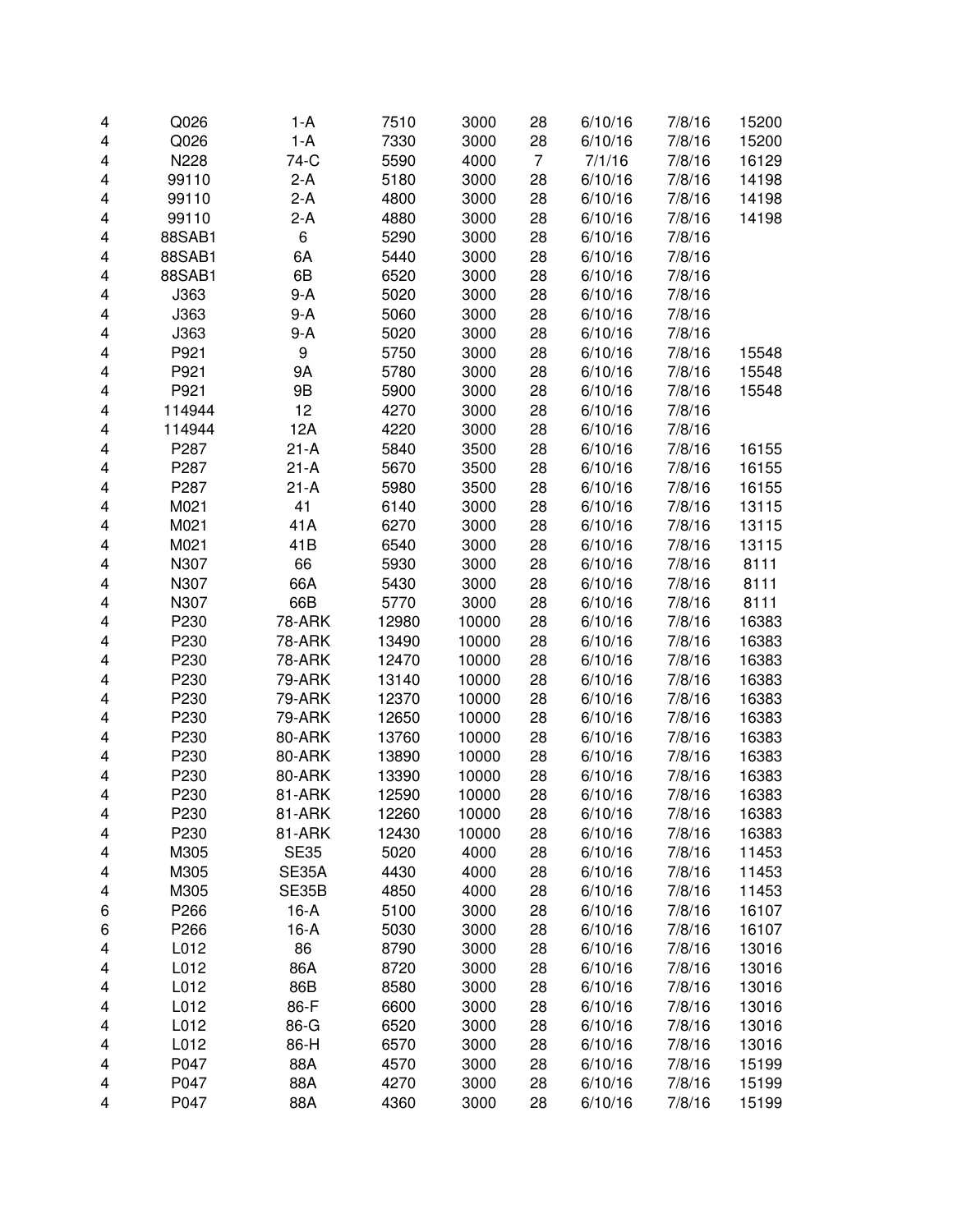| | | | | | | | | |
|---|---|---|---|---|---|---|---|---|
| 4 | Q026 | 1-A | 7510 | 3000 | 28 | 6/10/16 | 7/8/16 | 15200 |
| 4 | Q026 | 1-A | 7330 | 3000 | 28 | 6/10/16 | 7/8/16 | 15200 |
| 4 | N228 | 74-C | 5590 | 4000 | 7 | 7/1/16 | 7/8/16 | 16129 |
| 4 | 99110 | 2-A | 5180 | 3000 | 28 | 6/10/16 | 7/8/16 | 14198 |
| 4 | 99110 | 2-A | 4800 | 3000 | 28 | 6/10/16 | 7/8/16 | 14198 |
| 4 | 99110 | 2-A | 4880 | 3000 | 28 | 6/10/16 | 7/8/16 | 14198 |
| 4 | 88SAB1 | 6 | 5290 | 3000 | 28 | 6/10/16 | 7/8/16 | |
| 4 | 88SAB1 | 6A | 5440 | 3000 | 28 | 6/10/16 | 7/8/16 | |
| 4 | 88SAB1 | 6B | 6520 | 3000 | 28 | 6/10/16 | 7/8/16 | |
| 4 | J363 | 9-A | 5020 | 3000 | 28 | 6/10/16 | 7/8/16 | |
| 4 | J363 | 9-A | 5060 | 3000 | 28 | 6/10/16 | 7/8/16 | |
| 4 | J363 | 9-A | 5020 | 3000 | 28 | 6/10/16 | 7/8/16 | |
| 4 | P921 | 9 | 5750 | 3000 | 28 | 6/10/16 | 7/8/16 | 15548 |
| 4 | P921 | 9A | 5780 | 3000 | 28 | 6/10/16 | 7/8/16 | 15548 |
| 4 | P921 | 9B | 5900 | 3000 | 28 | 6/10/16 | 7/8/16 | 15548 |
| 4 | 114944 | 12 | 4270 | 3000 | 28 | 6/10/16 | 7/8/16 | |
| 4 | 114944 | 12A | 4220 | 3000 | 28 | 6/10/16 | 7/8/16 | |
| 4 | P287 | 21-A | 5840 | 3500 | 28 | 6/10/16 | 7/8/16 | 16155 |
| 4 | P287 | 21-A | 5670 | 3500 | 28 | 6/10/16 | 7/8/16 | 16155 |
| 4 | P287 | 21-A | 5980 | 3500 | 28 | 6/10/16 | 7/8/16 | 16155 |
| 4 | M021 | 41 | 6140 | 3000 | 28 | 6/10/16 | 7/8/16 | 13115 |
| 4 | M021 | 41A | 6270 | 3000 | 28 | 6/10/16 | 7/8/16 | 13115 |
| 4 | M021 | 41B | 6540 | 3000 | 28 | 6/10/16 | 7/8/16 | 13115 |
| 4 | N307 | 66 | 5930 | 3000 | 28 | 6/10/16 | 7/8/16 | 8111 |
| 4 | N307 | 66A | 5430 | 3000 | 28 | 6/10/16 | 7/8/16 | 8111 |
| 4 | N307 | 66B | 5770 | 3000 | 28 | 6/10/16 | 7/8/16 | 8111 |
| 4 | P230 | 78-ARK | 12980 | 10000 | 28 | 6/10/16 | 7/8/16 | 16383 |
| 4 | P230 | 78-ARK | 13490 | 10000 | 28 | 6/10/16 | 7/8/16 | 16383 |
| 4 | P230 | 78-ARK | 12470 | 10000 | 28 | 6/10/16 | 7/8/16 | 16383 |
| 4 | P230 | 79-ARK | 13140 | 10000 | 28 | 6/10/16 | 7/8/16 | 16383 |
| 4 | P230 | 79-ARK | 12370 | 10000 | 28 | 6/10/16 | 7/8/16 | 16383 |
| 4 | P230 | 79-ARK | 12650 | 10000 | 28 | 6/10/16 | 7/8/16 | 16383 |
| 4 | P230 | 80-ARK | 13760 | 10000 | 28 | 6/10/16 | 7/8/16 | 16383 |
| 4 | P230 | 80-ARK | 13890 | 10000 | 28 | 6/10/16 | 7/8/16 | 16383 |
| 4 | P230 | 80-ARK | 13390 | 10000 | 28 | 6/10/16 | 7/8/16 | 16383 |
| 4 | P230 | 81-ARK | 12590 | 10000 | 28 | 6/10/16 | 7/8/16 | 16383 |
| 4 | P230 | 81-ARK | 12260 | 10000 | 28 | 6/10/16 | 7/8/16 | 16383 |
| 4 | P230 | 81-ARK | 12430 | 10000 | 28 | 6/10/16 | 7/8/16 | 16383 |
| 4 | M305 | SE35 | 5020 | 4000 | 28 | 6/10/16 | 7/8/16 | 11453 |
| 4 | M305 | SE35A | 4430 | 4000 | 28 | 6/10/16 | 7/8/16 | 11453 |
| 4 | M305 | SE35B | 4850 | 4000 | 28 | 6/10/16 | 7/8/16 | 11453 |
| 6 | P266 | 16-A | 5100 | 3000 | 28 | 6/10/16 | 7/8/16 | 16107 |
| 6 | P266 | 16-A | 5030 | 3000 | 28 | 6/10/16 | 7/8/16 | 16107 |
| 4 | L012 | 86 | 8790 | 3000 | 28 | 6/10/16 | 7/8/16 | 13016 |
| 4 | L012 | 86A | 8720 | 3000 | 28 | 6/10/16 | 7/8/16 | 13016 |
| 4 | L012 | 86B | 8580 | 3000 | 28 | 6/10/16 | 7/8/16 | 13016 |
| 4 | L012 | 86-F | 6600 | 3000 | 28 | 6/10/16 | 7/8/16 | 13016 |
| 4 | L012 | 86-G | 6520 | 3000 | 28 | 6/10/16 | 7/8/16 | 13016 |
| 4 | L012 | 86-H | 6570 | 3000 | 28 | 6/10/16 | 7/8/16 | 13016 |
| 4 | P047 | 88A | 4570 | 3000 | 28 | 6/10/16 | 7/8/16 | 15199 |
| 4 | P047 | 88A | 4270 | 3000 | 28 | 6/10/16 | 7/8/16 | 15199 |
| 4 | P047 | 88A | 4360 | 3000 | 28 | 6/10/16 | 7/8/16 | 15199 |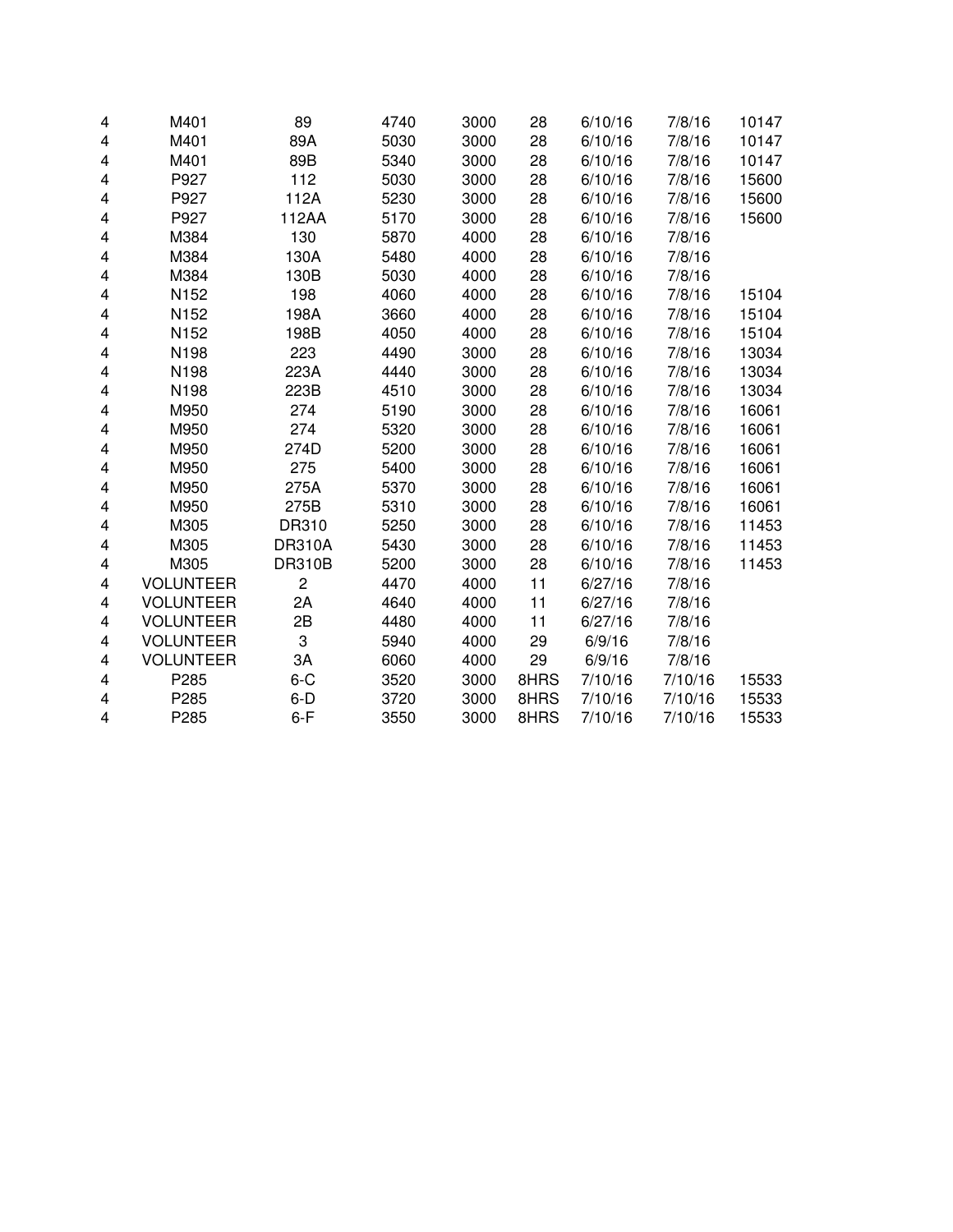| | | | | | | | | |
|---|---|---|---|---|---|---|---|---|
| 4 | M401 | 89 | 4740 | 3000 | 28 | 6/10/16 | 7/8/16 | 10147 |
| 4 | M401 | 89A | 5030 | 3000 | 28 | 6/10/16 | 7/8/16 | 10147 |
| 4 | M401 | 89B | 5340 | 3000 | 28 | 6/10/16 | 7/8/16 | 10147 |
| 4 | P927 | 112 | 5030 | 3000 | 28 | 6/10/16 | 7/8/16 | 15600 |
| 4 | P927 | 112A | 5230 | 3000 | 28 | 6/10/16 | 7/8/16 | 15600 |
| 4 | P927 | 112AA | 5170 | 3000 | 28 | 6/10/16 | 7/8/16 | 15600 |
| 4 | M384 | 130 | 5870 | 4000 | 28 | 6/10/16 | 7/8/16 | |
| 4 | M384 | 130A | 5480 | 4000 | 28 | 6/10/16 | 7/8/16 | |
| 4 | M384 | 130B | 5030 | 4000 | 28 | 6/10/16 | 7/8/16 | |
| 4 | N152 | 198 | 4060 | 4000 | 28 | 6/10/16 | 7/8/16 | 15104 |
| 4 | N152 | 198A | 3660 | 4000 | 28 | 6/10/16 | 7/8/16 | 15104 |
| 4 | N152 | 198B | 4050 | 4000 | 28 | 6/10/16 | 7/8/16 | 15104 |
| 4 | N198 | 223 | 4490 | 3000 | 28 | 6/10/16 | 7/8/16 | 13034 |
| 4 | N198 | 223A | 4440 | 3000 | 28 | 6/10/16 | 7/8/16 | 13034 |
| 4 | N198 | 223B | 4510 | 3000 | 28 | 6/10/16 | 7/8/16 | 13034 |
| 4 | M950 | 274 | 5190 | 3000 | 28 | 6/10/16 | 7/8/16 | 16061 |
| 4 | M950 | 274 | 5320 | 3000 | 28 | 6/10/16 | 7/8/16 | 16061 |
| 4 | M950 | 274D | 5200 | 3000 | 28 | 6/10/16 | 7/8/16 | 16061 |
| 4 | M950 | 275 | 5400 | 3000 | 28 | 6/10/16 | 7/8/16 | 16061 |
| 4 | M950 | 275A | 5370 | 3000 | 28 | 6/10/16 | 7/8/16 | 16061 |
| 4 | M950 | 275B | 5310 | 3000 | 28 | 6/10/16 | 7/8/16 | 16061 |
| 4 | M305 | DR310 | 5250 | 3000 | 28 | 6/10/16 | 7/8/16 | 11453 |
| 4 | M305 | DR310A | 5430 | 3000 | 28 | 6/10/16 | 7/8/16 | 11453 |
| 4 | M305 | DR310B | 5200 | 3000 | 28 | 6/10/16 | 7/8/16 | 11453 |
| 4 | VOLUNTEER | 2 | 4470 | 4000 | 11 | 6/27/16 | 7/8/16 | |
| 4 | VOLUNTEER | 2A | 4640 | 4000 | 11 | 6/27/16 | 7/8/16 | |
| 4 | VOLUNTEER | 2B | 4480 | 4000 | 11 | 6/27/16 | 7/8/16 | |
| 4 | VOLUNTEER | 3 | 5940 | 4000 | 29 | 6/9/16 | 7/8/16 | |
| 4 | VOLUNTEER | 3A | 6060 | 4000 | 29 | 6/9/16 | 7/8/16 | |
| 4 | P285 | 6-C | 3520 | 3000 | 8HRS | 7/10/16 | 7/10/16 | 15533 |
| 4 | P285 | 6-D | 3720 | 3000 | 8HRS | 7/10/16 | 7/10/16 | 15533 |
| 4 | P285 | 6-F | 3550 | 3000 | 8HRS | 7/10/16 | 7/10/16 | 15533 |